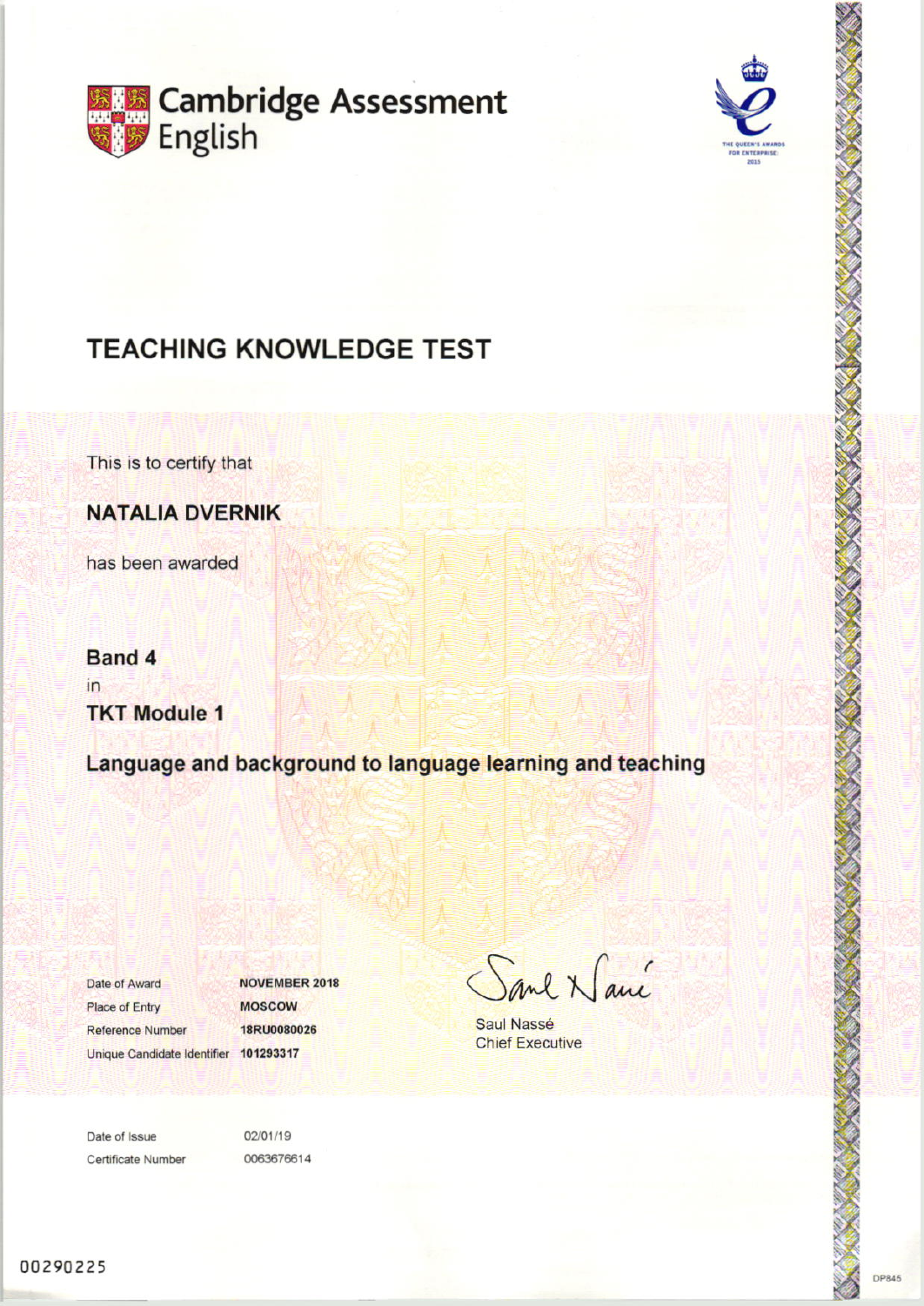Cambridge Assessment English

THE QUEEN'S AWARDS FOR ENTERPRISE: 2015

# TEACHING KNOWLEDGE TEST

This is to certify that

**NATALIA DVERNIK**

has been awarded

**Band 4**

in

**TKT Module 1**

**Language and background to language learning and teaching**

| | |
|---|---|
| Date of Award | **NOVEMBER 2018** |
| Place of Entry | **MOSCOW** |
| Reference Number | **18RU0080026** |
| Unique Candidate Identifier | **101293317** |

Saul Nassé
Chief Executive

| | |
|---|---|
| Date of Issue | 02/01/19 |
| Certificate Number | 0063676614 |

00290225

DP845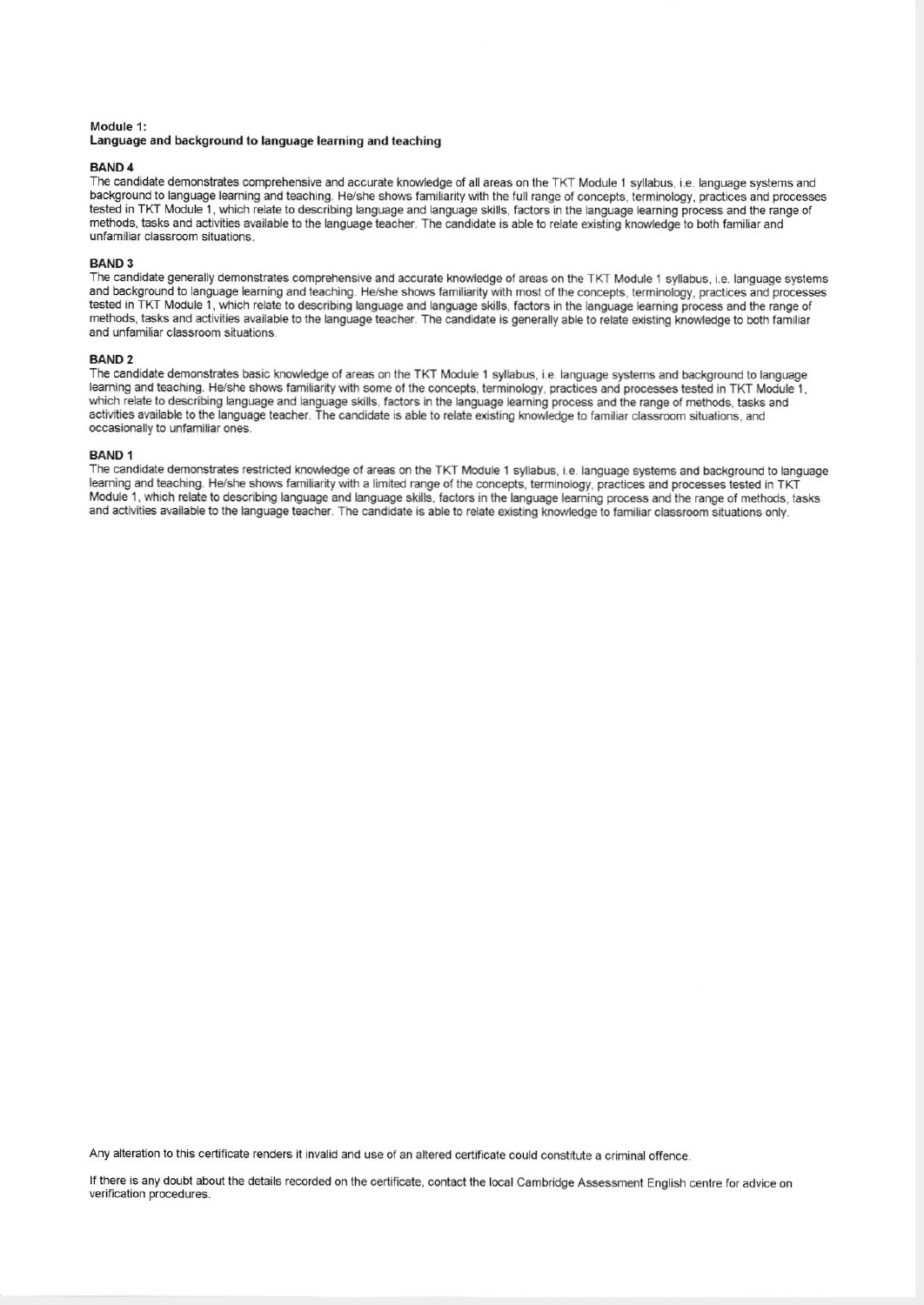**Module 1:**
**Language and background to language learning and teaching**

**BAND 4**
The candidate demonstrates comprehensive and accurate knowledge of all areas on the TKT Module 1 syllabus, i.e. language systems and background to language learning and teaching. He/she shows familiarity with the full range of concepts, terminology, practices and processes tested in TKT Module 1, which relate to describing language and language skills, factors in the language learning process and the range of methods, tasks and activities available to the language teacher. The candidate is able to relate existing knowledge to both familiar and unfamiliar classroom situations.

**BAND 3**
The candidate generally demonstrates comprehensive and accurate knowledge of areas on the TKT Module 1 syllabus, i.e. language systems and background to language learning and teaching. He/she shows familiarity with most of the concepts, terminology, practices and processes tested in TKT Module 1, which relate to describing language and language skills, factors in the language learning process and the range of methods, tasks and activities available to the language teacher. The candidate is generally able to relate existing knowledge to both familiar and unfamiliar classroom situations.

**BAND 2**
The candidate demonstrates basic knowledge of areas on the TKT Module 1 syllabus, i.e. language systems and background to language learning and teaching. He/she shows familiarity with some of the concepts, terminology, practices and processes tested in TKT Module 1, which relate to describing language and language skills, factors in the language learning process and the range of methods, tasks and activities available to the language teacher. The candidate is able to relate existing knowledge to familiar classroom situations, and occasionally to unfamiliar ones.

**BAND 1**
The candidate demonstrates restricted knowledge of areas on the TKT Module 1 syllabus, i.e. language systems and background to language learning and teaching. He/she shows familiarity with a limited range of the concepts, terminology, practices and processes tested in TKT Module 1, which relate to describing language and language skills, factors in the language learning process and the range of methods, tasks and activities available to the language teacher. The candidate is able to relate existing knowledge to familiar classroom situations only.

Any alteration to this certificate renders it invalid and use of an altered certificate could constitute a criminal offence.

If there is any doubt about the details recorded on the certificate, contact the local Cambridge Assessment English centre for advice on verification procedures.